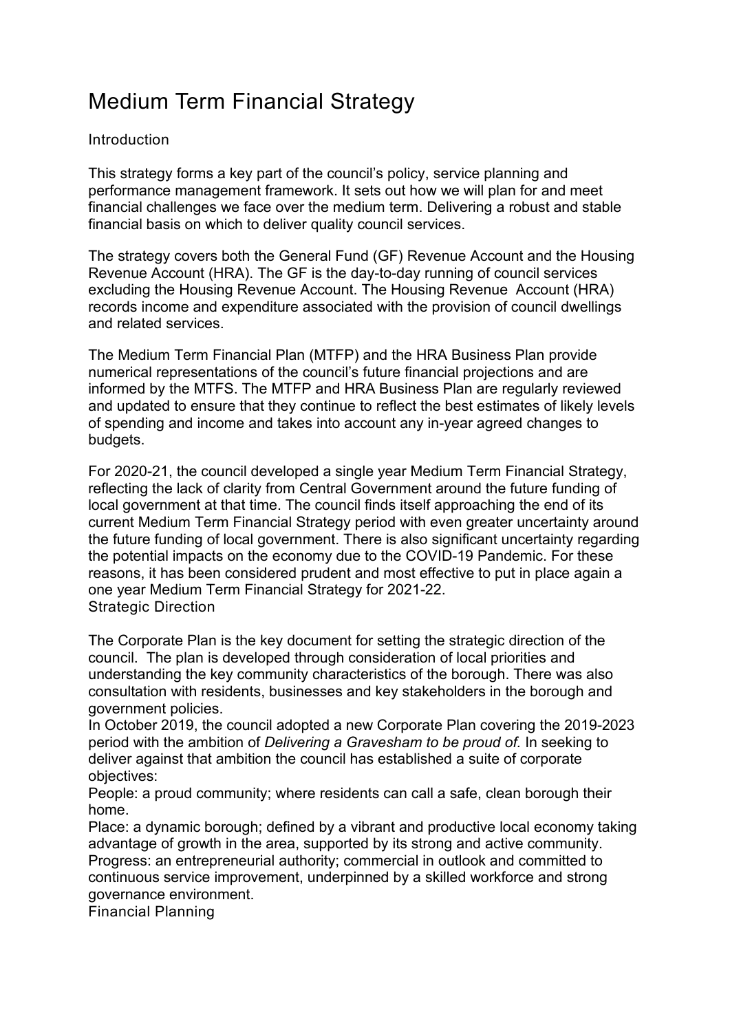# Medium Term Financial Strategy

## Introduction

This strategy forms a key part of the council's policy, service planning and performance management framework. It sets out how we will plan for and meet financial challenges we face over the medium term. Delivering a robust and stable financial basis on which to deliver quality council services.

The strategy covers both the General Fund (GF) Revenue Account and the Housing Revenue Account (HRA). The GF is the day-to-day running of council services excluding the Housing Revenue Account. The Housing Revenue Account (HRA) records income and expenditure associated with the provision of council dwellings and related services.

The Medium Term Financial Plan (MTFP) and the HRA Business Plan provide numerical representations of the council's future financial projections and are informed by the MTFS. The MTFP and HRA Business Plan are regularly reviewed and updated to ensure that they continue to reflect the best estimates of likely levels of spending and income and takes into account any in-year agreed changes to budgets.

For 2020-21, the council developed a single year Medium Term Financial Strategy, reflecting the lack of clarity from Central Government around the future funding of local government at that time. The council finds itself approaching the end of its current Medium Term Financial Strategy period with even greater uncertainty around the future funding of local government. There is also significant uncertainty regarding the potential impacts on the economy due to the COVID-19 Pandemic. For these reasons, it has been considered prudent and most effective to put in place again a one year Medium Term Financial Strategy for 2021-22.

## Strategic Direction

The Corporate Plan is the key document for setting the strategic direction of the council. The plan is developed through consideration of local priorities and understanding the key community characteristics of the borough. There was also consultation with residents, businesses and key stakeholders in the borough and government policies.

In October 2019, the council adopted a new Corporate Plan covering the 2019-2023 period with the ambition of *Delivering a Gravesham to be proud of.* In seeking to deliver against that ambition the council has established a suite of corporate objectives:

People: a proud community; where residents can call a safe, clean borough their home.

Place: a dynamic borough; defined by a vibrant and productive local economy taking advantage of growth in the area, supported by its strong and active community.

Progress: an entrepreneurial authority; commercial in outlook and committed to continuous service improvement, underpinned by a skilled workforce and strong governance environment.

## Financial Planning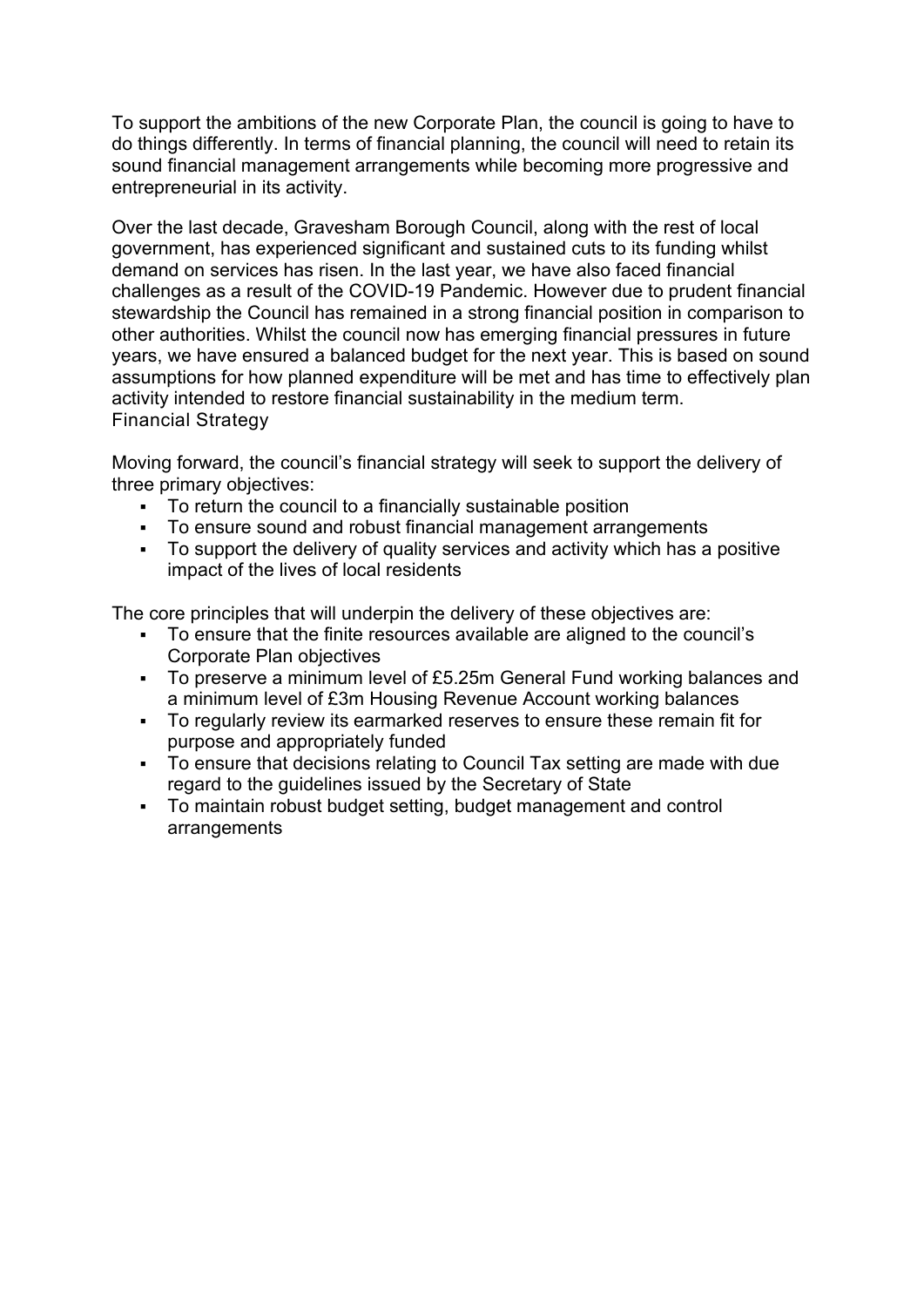To support the ambitions of the new Corporate Plan, the council is going to have to do things differently. In terms of financial planning, the council will need to retain its sound financial management arrangements while becoming more progressive and entrepreneurial in its activity.

Over the last decade, Gravesham Borough Council, along with the rest of local government, has experienced significant and sustained cuts to its funding whilst demand on services has risen. In the last year, we have also faced financial challenges as a result of the COVID-19 Pandemic. However due to prudent financial stewardship the Council has remained in a strong financial position in comparison to other authorities. Whilst the council now has emerging financial pressures in future years, we have ensured a balanced budget for the next year. This is based on sound assumptions for how planned expenditure will be met and has time to effectively plan activity intended to restore financial sustainability in the medium term.

## Financial Strategy

Moving forward, the council's financial strategy will seek to support the delivery of three primary objectives:

- To return the council to a financially sustainable position
- To ensure sound and robust financial management arrangements
- To support the delivery of quality services and activity which has a positive impact of the lives of local residents

The core principles that will underpin the delivery of these objectives are:

- To ensure that the finite resources available are aligned to the council's Corporate Plan objectives
- To preserve a minimum level of £5.25m General Fund working balances and a minimum level of £3m Housing Revenue Account working balances
- To regularly review its earmarked reserves to ensure these remain fit for purpose and appropriately funded
- To ensure that decisions relating to Council Tax setting are made with due regard to the guidelines issued by the Secretary of State
- To maintain robust budget setting, budget management and control arrangements